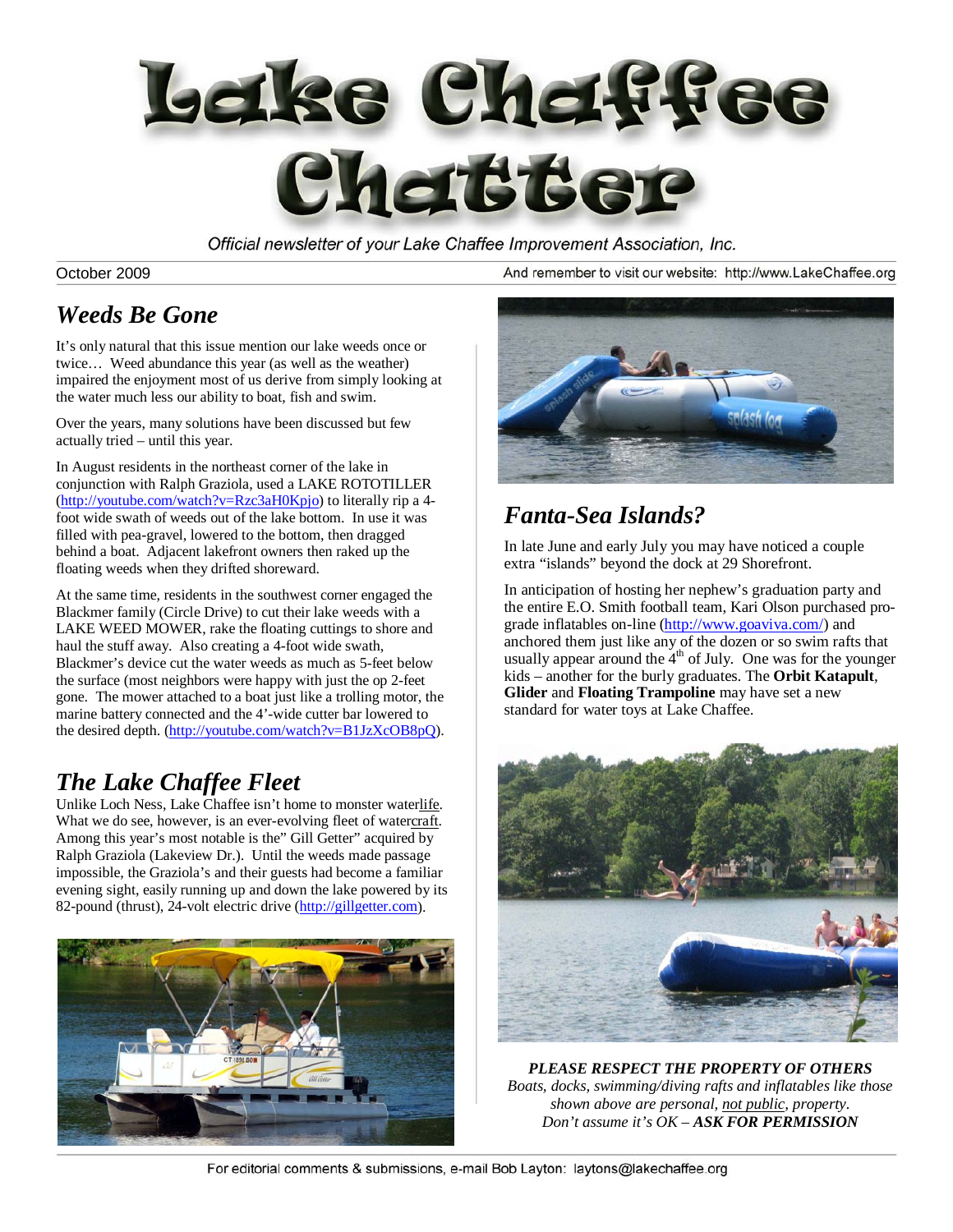# Lake Chaffee Chatter

*Official newsletter of your Lake Chaffee Improvement Association, Inc.*

October 2009

And remember to visit our website: http://www.LakeChaffee.org

## *Weeds Be Gone*

It's only natural that this issue mention our lake weeds once or twice… Weed abundance this year (as well as the weather) impaired the enjoyment most of us derive from simply looking at the water much less our ability to boat, fish and swim.

Over the years, many solutions have been discussed but few actually tried – until this year.

In August residents in the northeast corner of the lake in conjunction with Ralph Graziola, used a LAKE ROTOTILLER (http://youtube.com/watch?v=Rzc3aH0Kpjo) to literally rip a 4-foot wide swath of weeds out of the lake bottom. In use it was filled with pea-gravel, lowered to the bottom, then dragged behind a boat. Adjacent lakefront owners then raked up the floating weeds when they drifted shoreward.

At the same time, residents in the southwest corner engaged the Blackmer family (Circle Drive) to cut their lake weeds with a LAKE WEED MOWER, rake the floating cuttings to shore and haul the stuff away. Also creating a 4-foot wide swath, Blackmer's device cut the water weeds as much as 5-feet below the surface (most neighbors were happy with just the op 2-feet gone. The mower attached to a boat just like a trolling motor, the marine battery connected and the 4'-wide cutter bar lowered to the desired depth. (http://youtube.com/watch?v=B1JzXcOB8pQ).

## *The Lake Chaffee Fleet*

Unlike Loch Ness, Lake Chaffee isn't home to monster waterlife. What we do see, however, is an ever-evolving fleet of watercraft. Among this year's most notable is the" Gill Getter" acquired by Ralph Graziola (Lakeview Dr.). Until the weeds made passage impossible, the Graziola's and their guests had become a familiar evening sight, easily running up and down the lake powered by its 82-pound (thrust), 24-volt electric drive (http://gillgetter.com).

## *Fanta-Sea Islands?*

In late June and early July you may have noticed a couple extra "islands" beyond the dock at 29 Shorefront.

In anticipation of hosting her nephew's graduation party and the entire E.O. Smith football team, Kari Olson purchased pro-grade inflatables on-line (http://www.goaviva.com/) and anchored them just like any of the dozen or so swim rafts that usually appear around the 4th of July. One was for the younger kids – another for the burly graduates. The **Orbit Katapult**, **Glider** and **Floating Trampoline** may have set a new standard for water toys at Lake Chaffee.

***PLEASE RESPECT THE PROPERTY OF OTHERS***

*Boats, docks, swimming/diving rafts and inflatables like those shown above are personal, not public, property.*

*Don't assume it's OK – **ASK FOR PERMISSION***

For editorial comments & submissions, e-mail Bob Layton: laytons@lakechaffee.org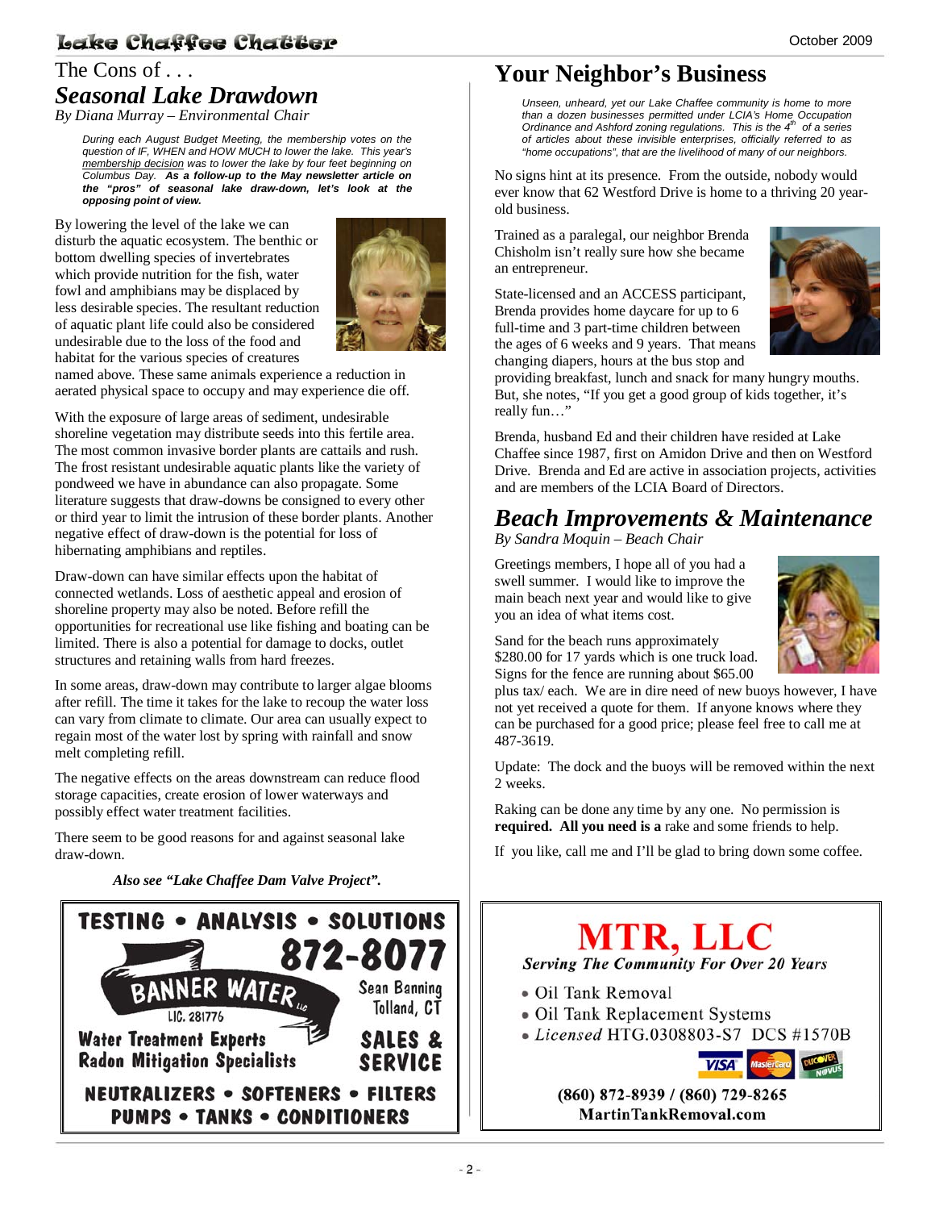## The Cons of . . .

## *Seasonal Lake Drawdown*

*By Diana Murray – Environmental Chair*

*During each August Budget Meeting, the membership votes on the question of IF, WHEN and HOW MUCH to lower the lake. This year's membership decision was to lower the lake by four feet beginning on Columbus Day.* ***As a follow-up to the May newsletter article on the "pros" of seasonal lake draw-down, let's look at the opposing point of view.***

By lowering the level of the lake we can disturb the aquatic ecosystem. The benthic or bottom dwelling species of invertebrates which provide nutrition for the fish, water fowl and amphibians may be displaced by less desirable species. The resultant reduction of aquatic plant life could also be considered undesirable due to the loss of the food and habitat for the various species of creatures named above. These same animals experience a reduction in aerated physical space to occupy and may experience die off.

With the exposure of large areas of sediment, undesirable shoreline vegetation may distribute seeds into this fertile area. The most common invasive border plants are cattails and rush. The frost resistant undesirable aquatic plants like the variety of pondweed we have in abundance can also propagate. Some literature suggests that draw-downs be consigned to every other or third year to limit the intrusion of these border plants. Another negative effect of draw-down is the potential for loss of hibernating amphibians and reptiles.

Draw-down can have similar effects upon the habitat of connected wetlands. Loss of aesthetic appeal and erosion of shoreline property may also be noted. Before refill the opportunities for recreational use like fishing and boating can be limited. There is also a potential for damage to docks, outlet structures and retaining walls from hard freezes.

In some areas, draw-down may contribute to larger algae blooms after refill. The time it takes for the lake to recoup the water loss can vary from climate to climate. Our area can usually expect to regain most of the water lost by spring with rainfall and snow melt completing refill.

The negative effects on the areas downstream can reduce flood storage capacities, create erosion of lower waterways and possibly effect water treatment facilities.

There seem to be good reasons for and against seasonal lake draw-down.

***Also see "Lake Chaffee Dam Valve Project".***

TESTING • ANALYSIS • SOLUTIONS
872-8077
BANNER WATER LLC
LIC. 281776
Sean Banning
Tolland, CT
Water Treatment Experts
Radon Mitigation Specialists
SALES & SERVICE
NEUTRALIZERS • SOFTENERS • FILTERS
PUMPS • TANKS • CONDITIONERS

## Your Neighbor's Business

*Unseen, unheard, yet our Lake Chaffee community is home to more than a dozen businesses permitted under LCIA's Home Occupation Ordinance and Ashford zoning regulations. This is the 4th of a series of articles about these invisible enterprises, officially referred to as "home occupations", that are the livelihood of many of our neighbors.*

No signs hint at its presence. From the outside, nobody would ever know that 62 Westford Drive is home to a thriving 20 year-old business.

Trained as a paralegal, our neighbor Brenda Chisholm isn't really sure how she became an entrepreneur.

State-licensed and an ACCESS participant, Brenda provides home daycare for up to 6 full-time and 3 part-time children between the ages of 6 weeks and 9 years. That means changing diapers, hours at the bus stop and providing breakfast, lunch and snack for many hungry mouths. But, she notes, "If you get a good group of kids together, it's really fun…"

Brenda, husband Ed and their children have resided at Lake Chaffee since 1987, first on Amidon Drive and then on Westford Drive. Brenda and Ed are active in association projects, activities and are members of the LCIA Board of Directors.

## *Beach Improvements & Maintenance*

*By Sandra Moquin – Beach Chair*

Greetings members, I hope all of you had a swell summer. I would like to improve the main beach next year and would like to give you an idea of what items cost.

Sand for the beach runs approximately $280.00 for 17 yards which is one truck load. Signs for the fence are running about $65.00 plus tax/ each. We are in dire need of new buoys however, I have not yet received a quote for them. If anyone knows where they can be purchased for a good price; please feel free to call me at 487-3619.

Update: The dock and the buoys will be removed within the next 2 weeks.

Raking can be done any time by any one. No permission is **required. All you need is a** rake and some friends to help.

If you like, call me and I'll be glad to bring down some coffee.

**MTR, LLC**
*Serving The Community For Over 20 Years*

- Oil Tank Removal
- Oil Tank Replacement Systems
- *Licensed* HTG.0308803-S7 DCS #1570B

**(860) 872-8939 / (860) 729-8265**
**MartinTankRemoval.com**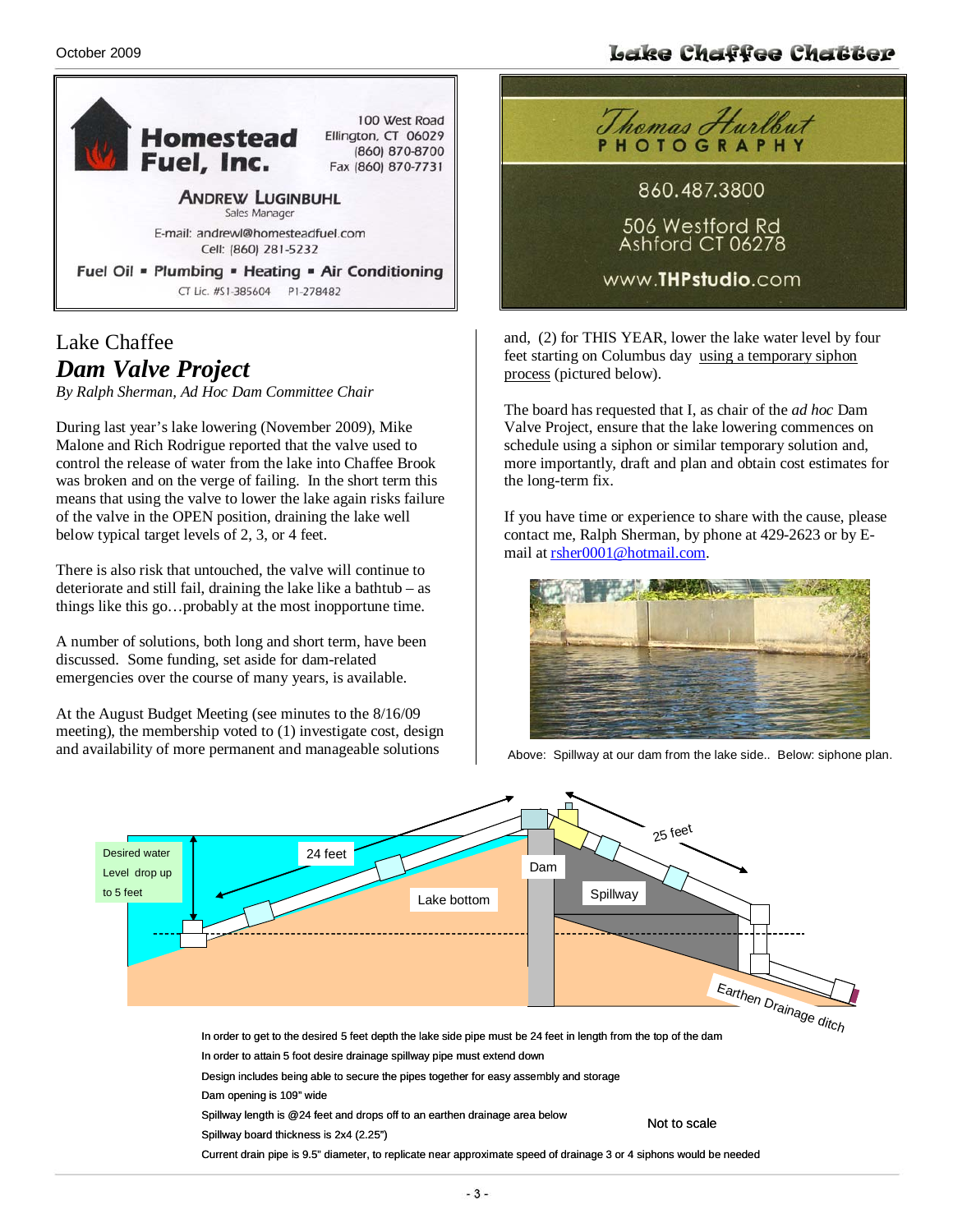**Homestead Fuel, Inc.**

100 West Road
Ellington, CT 06029
(860) 870-8700
Fax (860) 870-7731

ANDREW LUGINBUHL
Sales Manager

E-mail: andrewl@homesteadfuel.com
Cell: (860) 281-5232

Fuel Oil ▪ Plumbing ▪ Heating ▪ Air Conditioning

CT Lic. #S1-385604 P1-278482

*Thomas Hurlbut*
PHOTOGRAPHY

860.487.3800

506 Westford Rd
Ashford CT 06278

www.THPstudio.com

## Lake Chaffee
## *Dam Valve Project*

*By Ralph Sherman, Ad Hoc Dam Committee Chair*

During last year's lake lowering (November 2009), Mike Malone and Rich Rodrigue reported that the valve used to control the release of water from the lake into Chaffee Brook was broken and on the verge of failing. In the short term this means that using the valve to lower the lake again risks failure of the valve in the OPEN position, draining the lake well below typical target levels of 2, 3, or 4 feet.

There is also risk that untouched, the valve will continue to deteriorate and still fail, draining the lake like a bathtub – as things like this go…probably at the most inopportune time.

A number of solutions, both long and short term, have been discussed. Some funding, set aside for dam-related emergencies over the course of many years, is available.

At the August Budget Meeting (see minutes to the 8/16/09 meeting), the membership voted to (1) investigate cost, design and availability of more permanent and manageable solutions and, (2) for THIS YEAR, lower the lake water level by four feet starting on Columbus day using a temporary siphon process (pictured below).

The board has requested that I, as chair of the *ad hoc* Dam Valve Project, ensure that the lake lowering commences on schedule using a siphon or similar temporary solution and, more importantly, draft and plan and obtain cost estimates for the long-term fix.

If you have time or experience to share with the cause, please contact me, Ralph Sherman, by phone at 429-2623 or by E-mail at rsher0001@hotmail.com.

Above: Spillway at our dam from the lake side.. Below: siphone plan.

Desired water Level drop up to 5 feet — 24 feet — Lake bottom — Dam — Spillway — 25 feet — Earthen Drainage ditch

In order to get to the desired 5 feet depth the lake side pipe must be 24 feet in length from the top of the dam

In order to attain 5 foot desire drainage spillway pipe must extend down

Design includes being able to secure the pipes together for easy assembly and storage

Dam opening is 109" wide

Spillway length is @24 feet and drops off to an earthen drainage area below

Spillway board thickness is 2x4 (2.25")

Current drain pipe is 9.5" diameter, to replicate near approximate speed of drainage 3 or 4 siphons would be needed

Not to scale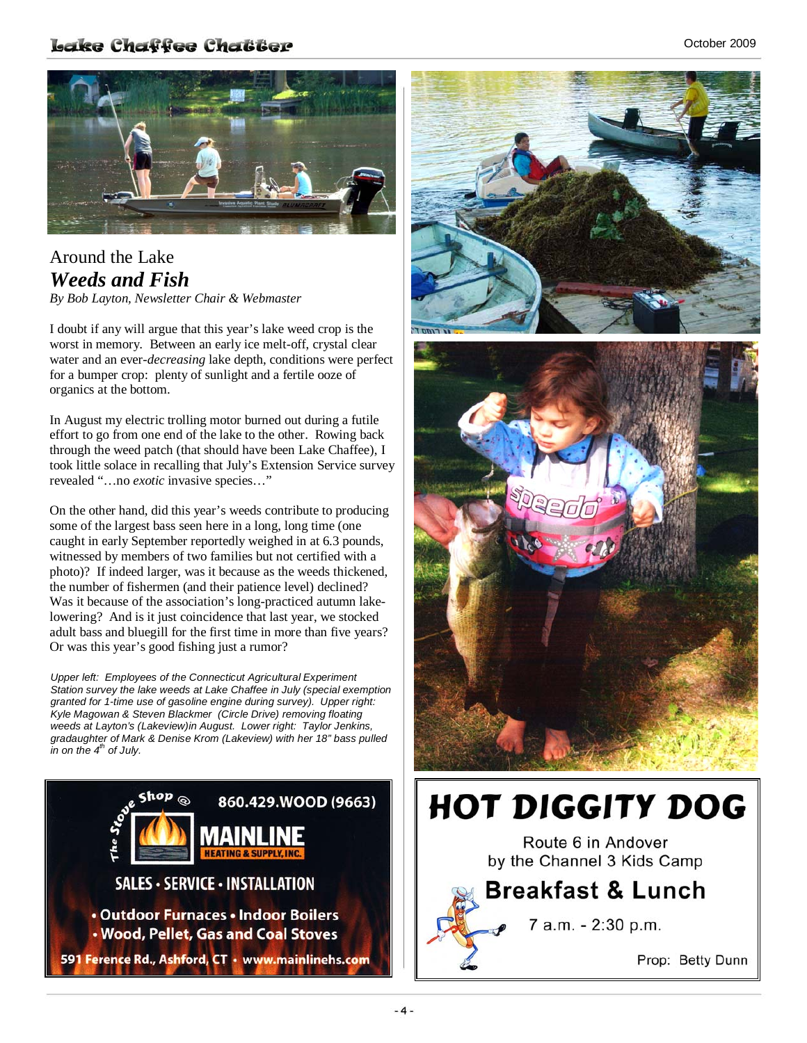Around the Lake

## Weeds and Fish

*By Bob Layton, Newsletter Chair & Webmaster*

I doubt if any will argue that this year's lake weed crop is the worst in memory. Between an early ice melt-off, crystal clear water and an ever-*decreasing* lake depth, conditions were perfect for a bumper crop: plenty of sunlight and a fertile ooze of organics at the bottom.

In August my electric trolling motor burned out during a futile effort to go from one end of the lake to the other. Rowing back through the weed patch (that should have been Lake Chaffee), I took little solace in recalling that July's Extension Service survey revealed "…no *exotic* invasive species…"

On the other hand, did this year's weeds contribute to producing some of the largest bass seen here in a long, long time (one caught in early September reportedly weighed in at 6.3 pounds, witnessed by members of two families but not certified with a photo)? If indeed larger, was it because as the weeds thickened, the number of fishermen (and their patience level) declined? Was it because of the association's long-practiced autumn lake-lowering? And is it just coincidence that last year, we stocked adult bass and bluegill for the first time in more than five years? Or was this year's good fishing just a rumor?

*Upper left: Employees of the Connecticut Agricultural Experiment Station survey the lake weeds at Lake Chaffee in July (special exemption granted for 1-time use of gasoline engine during survey). Upper right: Kyle Magowan & Steven Blackmer (Circle Drive) removing floating weeds at Layton's (Lakeview)in August. Lower right: Taylor Jenkins, gradaughter of Mark & Denise Krom (Lakeview) with her 18" bass pulled in on the 4th of July.*

---

The Stove Shop @ **MAINLINE** HEATING & SUPPLY, INC.

860.429.WOOD (9663)

**SALES • SERVICE • INSTALLATION**

- Outdoor Furnaces • Indoor Boilers
- Wood, Pellet, Gas and Coal Stoves

591 Ference Rd., Ashford, CT • www.mainlinehs.com

---

# HOT DIGGITY DOG

Route 6 in Andover
by the Channel 3 Kids Camp

**Breakfast & Lunch**

7 a.m. - 2:30 p.m.

Prop: Betty Dunn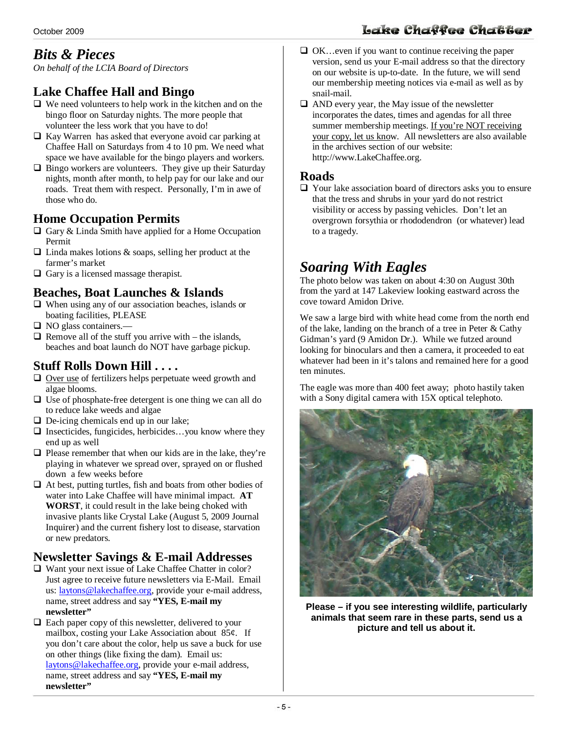# *Bits & Pieces*

*On behalf of the LCIA Board of Directors*

## Lake Chaffee Hall and Bingo

- We need volunteers to help work in the kitchen and on the bingo floor on Saturday nights. The more people that volunteer the less work that you have to do!
- Kay Warren has asked that everyone avoid car parking at Chaffee Hall on Saturdays from 4 to 10 pm. We need what space we have available for the bingo players and workers.
- Bingo workers are volunteers. They give up their Saturday nights, month after month, to help pay for our lake and our roads. Treat them with respect. Personally, I'm in awe of those who do.

## Home Occupation Permits

- Gary & Linda Smith have applied for a Home Occupation Permit
- Linda makes lotions & soaps, selling her product at the farmer's market
- Gary is a licensed massage therapist.

## Beaches, Boat Launches & Islands

- When using any of our association beaches, islands or boating facilities, PLEASE
- NO glass containers.—
- Remove all of the stuff you arrive with – the islands, beaches and boat launch do NOT have garbage pickup.

## Stuff Rolls Down Hill . . . .

- <u>Over use</u> of fertilizers helps perpetuate weed growth and algae blooms.
- Use of phosphate-free detergent is one thing we can all do to reduce lake weeds and algae
- De-icing chemicals end up in our lake;
- Insecticides, fungicides, herbicides…you know where they end up as well
- Please remember that when our kids are in the lake, they're playing in whatever we spread over, sprayed on or flushed down a few weeks before
- At best, putting turtles, fish and boats from other bodies of water into Lake Chaffee will have minimal impact. **AT WORST**, it could result in the lake being choked with invasive plants like Crystal Lake (August 5, 2009 Journal Inquirer) and the current fishery lost to disease, starvation or new predators.

## Newsletter Savings & E-mail Addresses

- Want your next issue of Lake Chaffee Chatter in color? Just agree to receive future newsletters via E-Mail. Email us: laytons@lakechaffee.org, provide your e-mail address, name, street address and say **"YES, E-mail my newsletter"**
- Each paper copy of this newsletter, delivered to your mailbox, costing your Lake Association about 85¢. If you don't care about the color, help us save a buck for use on other things (like fixing the dam). Email us: laytons@lakechaffee.org, provide your e-mail address, name, street address and say **"YES, E-mail my newsletter"**
- OK…even if you want to continue receiving the paper version, send us your E-mail address so that the directory on our website is up-to-date. In the future, we will send our membership meeting notices via e-mail as well as by snail-mail.
- AND every year, the May issue of the newsletter incorporates the dates, times and agendas for all three summer membership meetings. <u>If you're NOT receiving your copy, let us know</u>. All newsletters are also available in the archives section of our website: http://www.LakeChaffee.org.

## Roads

- Your lake association board of directors asks you to ensure that the tress and shrubs in your yard do not restrict visibility or access by passing vehicles. Don't let an overgrown forsythia or rhododendron (or whatever) lead to a tragedy.

# *Soaring With Eagles*

The photo below was taken on about 4:30 on August 30th from the yard at 147 Lakeview looking eastward across the cove toward Amidon Drive.

We saw a large bird with white head come from the north end of the lake, landing on the branch of a tree in Peter & Cathy Gidman's yard (9 Amidon Dr.). While we futzed around looking for binoculars and then a camera, it proceeded to eat whatever had been in it's talons and remained here for a good ten minutes.

The eagle was more than 400 feet away; photo hastily taken with a Sony digital camera with 15X optical telephoto.

**Please – if you see interesting wildlife, particularly animals that seem rare in these parts, send us a picture and tell us about it.**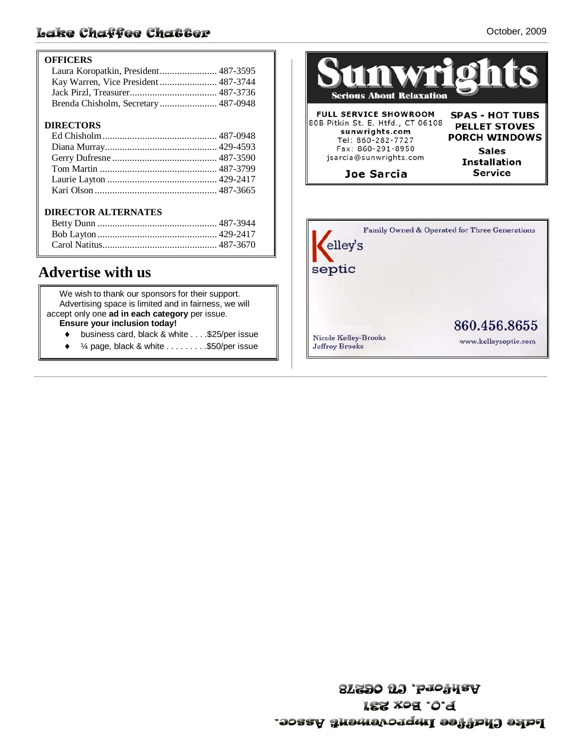**OFFICERS**

Laura Koropatkin, President....................... 487-3595
Kay Warren, Vice President....................... 487-3744
Jack Pirzl, Treasurer.................................. 487-3736
Brenda Chisholm, Secretary....................... 487-0948

**DIRECTORS**

Ed Chisholm............................................. 487-0948
Diana Murray........................................... 429-4593
Gerry Dufresne......................................... 487-3590
Tom Martin .............................................. 487-3799
Laurie Layton ........................................... 429-2417
Kari Olson ................................................ 487-3665

**DIRECTOR ALTERNATES**

Betty Dunn ............................................... 487-3944
Bob Layton ............................................... 429-2417
Carol Natitus............................................. 487-3670

## Advertise with us

We wish to thank our sponsors for their support. Advertising space is limited and in fairness, we will accept only one **ad in each category** per issue.
**Ensure your inclusion today!**

- business card, black & white . . . .$25/per issue
- ¼ page, black & white . . . . . . . . .$50/per issue

**Sunwrights**
Serious About Relaxation

FULL SERVICE SHOWROOM
808 Pitkin St. E. Htfd., CT 06108
sunwrights.com
Tel: 860-282-7727
Fax: 860-291-8950
jsarcia@sunwrights.com
Joe Sarcia

SPAS - HOT TUBS
PELLET STOVES
PORCH WINDOWS
Sales
Installation
Service

Family Owned & Operated for Three Generations
Kelley's septic
860.456.8655
Nicole Kelley-Brooks
Jeffrey Brooks
www.kelleyseptic.com

Lake Chaffee Improvement Assoc.
P.O. Box 231
Ashford, CT 06278